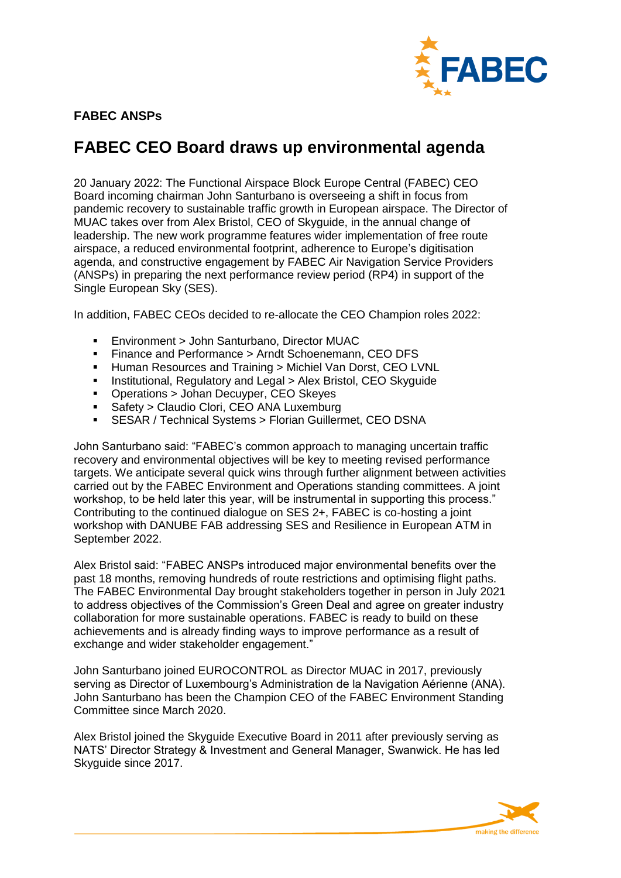**FABEC ANSPs**

# FABEC CEO Board draws up environmental agenda

20 January 2022: The Functional Airspace Block Europe Central (FABEC) CEO Board incoming chairman John Santurbano is overseeing a shift in focus from pandemic recovery to sustainable traffic growth in European airspace. The Director of MUAC takes over from Alex Bristol, CEO of Skyguide, in the annual change of leadership. The new work programme features wider implementation of free route airspace, a reduced environmental footprint, adherence to Europe's digitisation agenda, and constructive engagement by FABEC Air Navigation Service Providers (ANSPs) in preparing the next performance review period (RP4) in support of the Single European Sky (SES).

In addition, FABEC CEOs decided to re-allocate the CEO Champion roles 2022:

- Environment > John Santurbano, Director MUAC
- Finance and Performance > Arndt Schoenemann, CEO DFS
- Human Resources and Training > Michiel Van Dorst, CEO LVNL
- Institutional, Regulatory and Legal > Alex Bristol, CEO Skyguide
- Operations > Johan Decuyper, CEO Skeyes
- Safety > Claudio Clori, CEO ANA Luxemburg
- SESAR / Technical Systems > Florian Guillermet, CEO DSNA

John Santurbano said: "FABEC's common approach to managing uncertain traffic recovery and environmental objectives will be key to meeting revised performance targets. We anticipate several quick wins through further alignment between activities carried out by the FABEC Environment and Operations standing committees. A joint workshop, to be held later this year, will be instrumental in supporting this process." Contributing to the continued dialogue on SES 2+, FABEC is co-hosting a joint workshop with DANUBE FAB addressing SES and Resilience in European ATM in September 2022.

Alex Bristol said: "FABEC ANSPs introduced major environmental benefits over the past 18 months, removing hundreds of route restrictions and optimising flight paths. The FABEC Environmental Day brought stakeholders together in person in July 2021 to address objectives of the Commission's Green Deal and agree on greater industry collaboration for more sustainable operations. FABEC is ready to build on these achievements and is already finding ways to improve performance as a result of exchange and wider stakeholder engagement."

John Santurbano joined EUROCONTROL as Director MUAC in 2017, previously serving as Director of Luxembourg's Administration de la Navigation Aérienne (ANA). John Santurbano has been the Champion CEO of the FABEC Environment Standing Committee since March 2020.

Alex Bristol joined the Skyguide Executive Board in 2011 after previously serving as NATS' Director Strategy & Investment and General Manager, Swanwick. He has led Skyguide since 2017.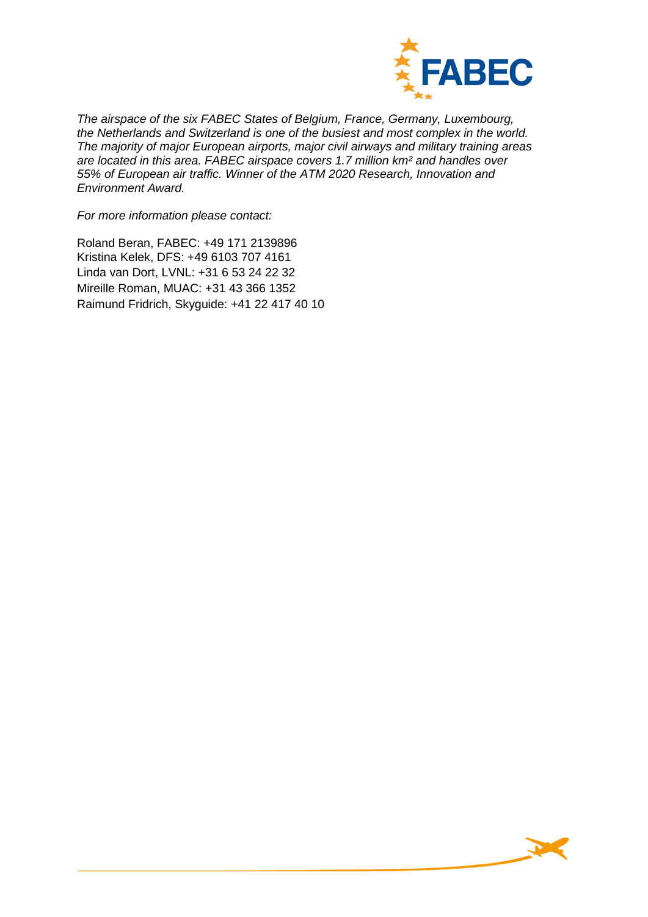*The airspace of the six FABEC States of Belgium, France, Germany, Luxembourg, the Netherlands and Switzerland is one of the busiest and most complex in the world. The majority of major European airports, major civil airways and military training areas are located in this area. FABEC airspace covers 1.7 million km² and handles over 55% of European air traffic. Winner of the ATM 2020 Research, Innovation and Environment Award.*

*For more information please contact:*

Roland Beran, FABEC: +49 171 2139896
Kristina Kelek, DFS: +49 6103 707 4161
Linda van Dort, LVNL: +31 6 53 24 22 32
Mireille Roman, MUAC: +31 43 366 1352
Raimund Fridrich, Skyguide: +41 22 417 40 10